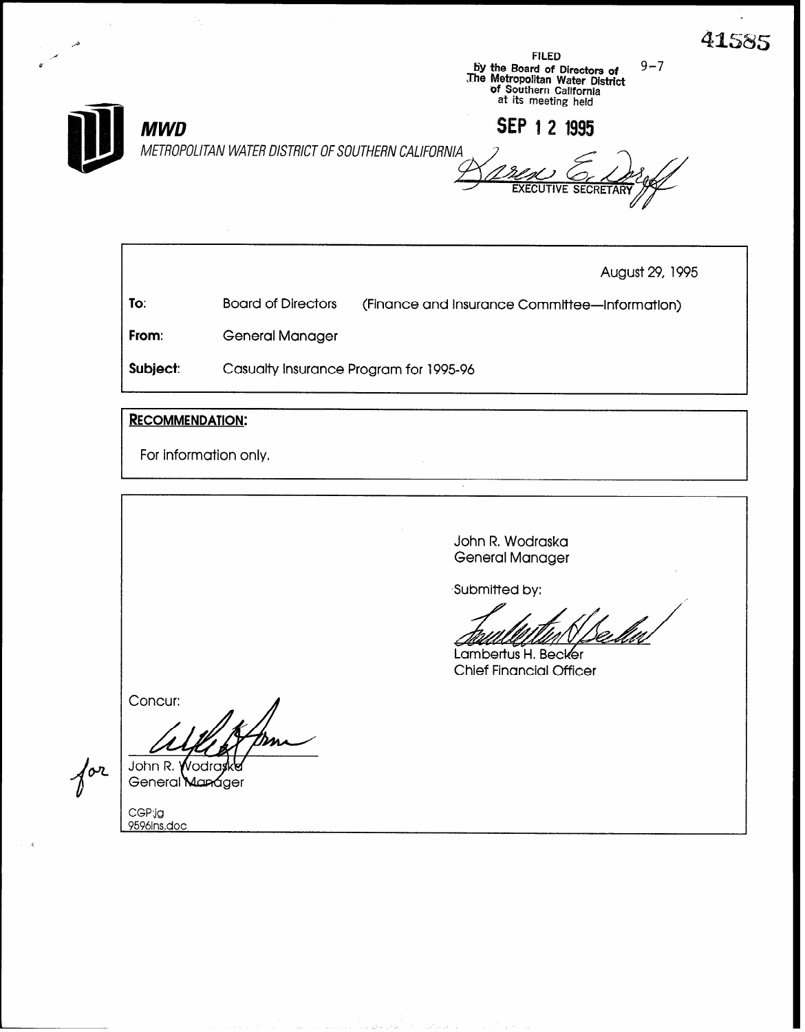41585

FILED
by the Board of Directors of
The Metropolitan Water District
of Southern California
at its meeting held

9-7

**SEP 1 2 1995**

EXECUTIVE SECRETARY

***MWD***

*METROPOLITAN WATER DISTRICT OF SOUTHERN CALIFORNIA*

August 29, 1995

**To:** Board of Directors (Finance and Insurance Committee—Information)

**From:** General Manager

**Subject:** Casualty Insurance Program for 1995-96

**RECOMMENDATION:**

For information only.

John R. Wodraska
General Manager

Submitted by:

Lambertus H. Becker
Chief Financial Officer

Concur:

for
John R. Wodraska
General Manager

CGP:jg
9596ins.doc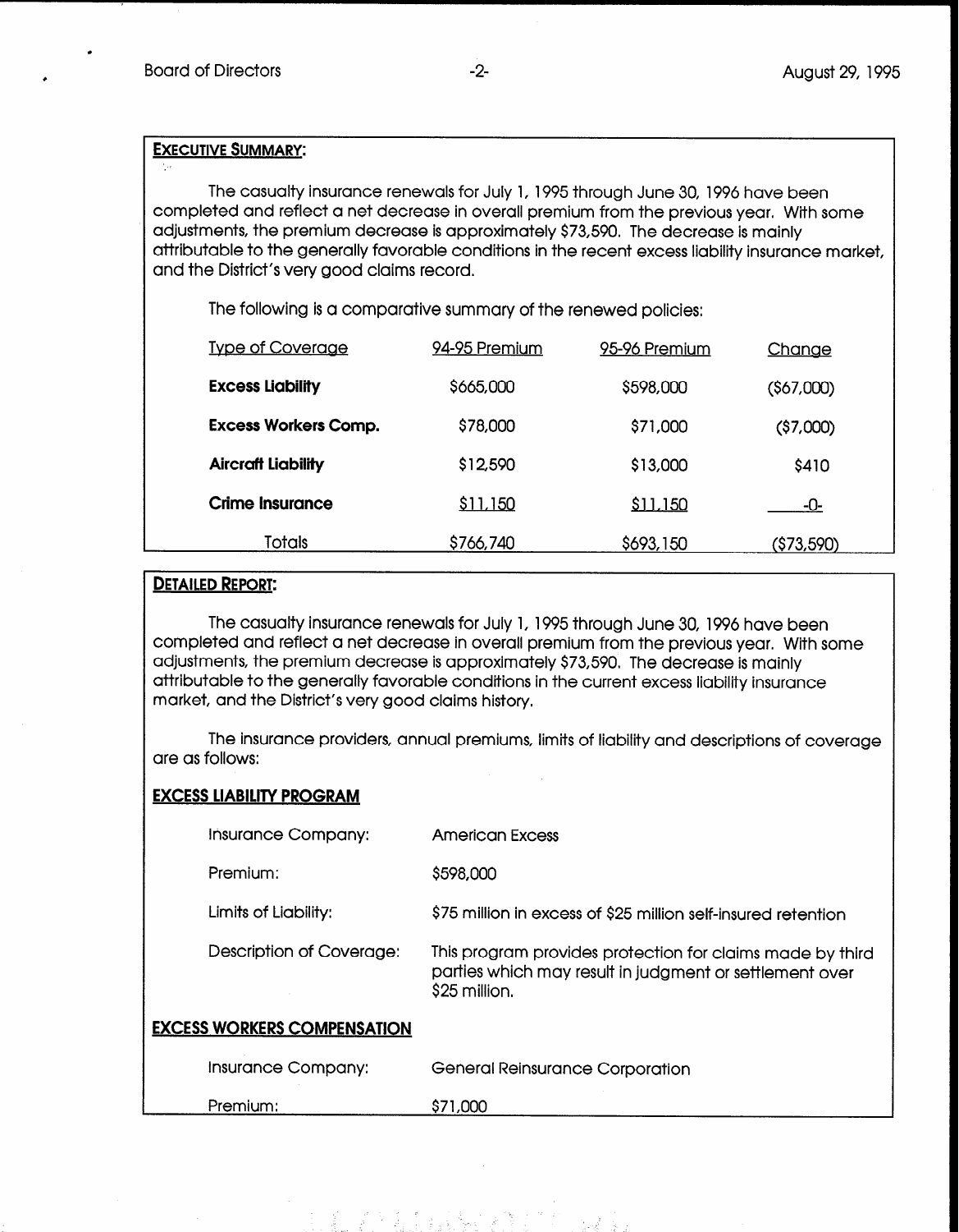## EXECUTIVE SUMMARY:

The casualty insurance renewals for July 1, 1995 through June 30, 1996 have been completed and reflect a net decrease in overall premium from the previous year. With some adjustments, the premium decrease is approximately $73,590. The decrease is mainly attributable to the generally favorable conditions in the recent excess liability insurance market, and the District's very good claims record.

The following is a comparative summary of the renewed policies:

| Type of Coverage | 94-95 Premium | 95-96 Premium | Change |
|---|---|---|---|
| **Excess Liability** | $665,000 | $598,000 | ($67,000) |
| **Excess Workers Comp.** | $78,000 | $71,000 | ($7,000) |
| **Aircraft Liability** | $12,590 | $13,000 | $410 |
| **Crime Insurance** | $11,150 | $11,150 | -0- |
| Totals | $766,740 | $693,150 | ($73,590) |

## DETAILED REPORT:

The casualty insurance renewals for July 1, 1995 through June 30, 1996 have been completed and reflect a net decrease in overall premium from the previous year. With some adjustments, the premium decrease is approximately $73,590. The decrease is mainly attributable to the generally favorable conditions in the current excess liability insurance market, and the District's very good claims history.

The insurance providers, annual premiums, limits of liability and descriptions of coverage are as follows:

### EXCESS LIABILITY PROGRAM

Insurance Company: American Excess

Premium: $598,000

Limits of Liability: $75 million in excess of $25 million self-insured retention

Description of Coverage: This program provides protection for claims made by third parties which may result in judgment or settlement over $25 million.

### EXCESS WORKERS COMPENSATION

Insurance Company: General Reinsurance Corporation

Premium: $71,000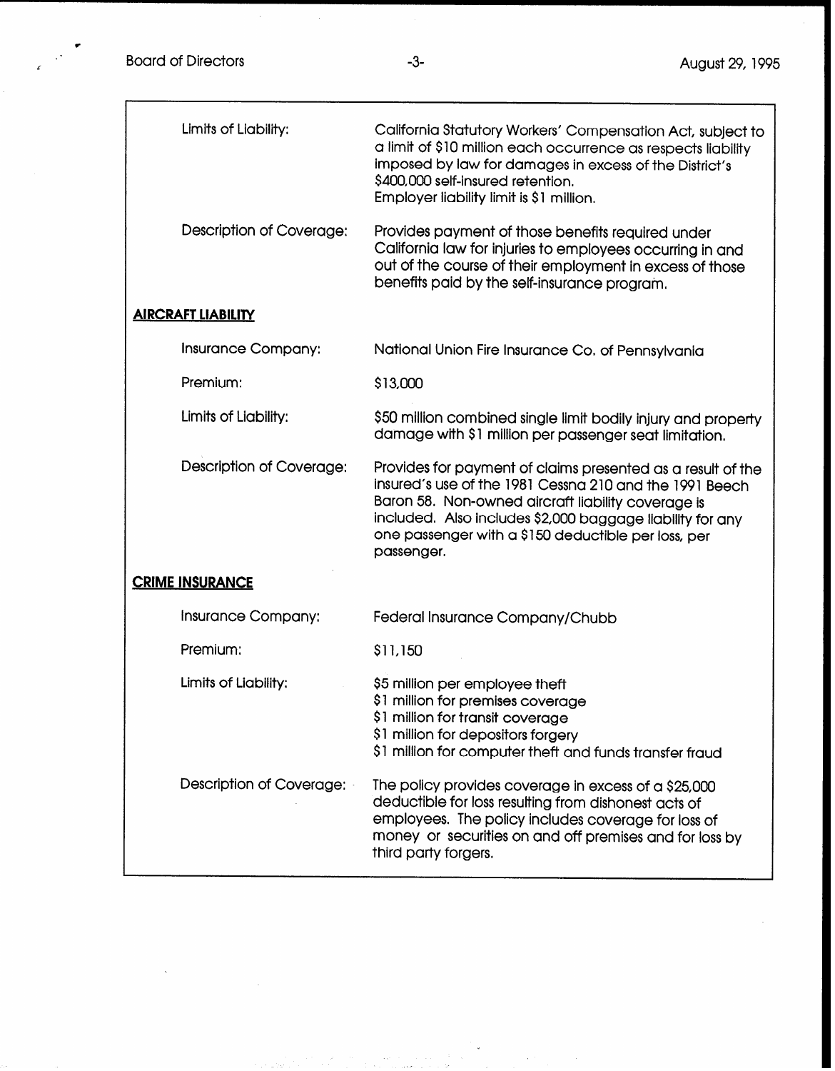| | |
|---|---|
| Limits of Liability: | California Statutory Workers' Compensation Act, subject to a limit of $10 million each occurrence as respects liability imposed by law for damages in excess of the District's $400,000 self-insured retention. Employer liability limit is $1 million. |
| Description of Coverage: | Provides payment of those benefits required under California law for injuries to employees occurring in and out of the course of their employment in excess of those benefits paid by the self-insurance program. |

**AIRCRAFT LIABILITY**

| | |
|---|---|
| Insurance Company: | National Union Fire Insurance Co. of Pennsylvania |
| Premium: | $13,000 |
| Limits of Liability: | $50 million combined single limit bodily injury and property damage with $1 million per passenger seat limitation. |
| Description of Coverage: | Provides for payment of claims presented as a result of the insured's use of the 1981 Cessna 210 and the 1991 Beech Baron 58. Non-owned aircraft liability coverage is included. Also includes $2,000 baggage liability for any one passenger with a $150 deductible per loss, per passenger. |

**CRIME INSURANCE**

| | |
|---|---|
| Insurance Company: | Federal Insurance Company/Chubb |
| Premium: | $11,150 |
| Limits of Liability: | $5 million per employee theft<br>$1 million for premises coverage<br>$1 million for transit coverage<br>$1 million for depositors forgery<br>$1 million for computer theft and funds transfer fraud |
| Description of Coverage: | The policy provides coverage in excess of a $25,000 deductible for loss resulting from dishonest acts of employees. The policy includes coverage for loss of money or securities on and off premises and for loss by third party forgers. |